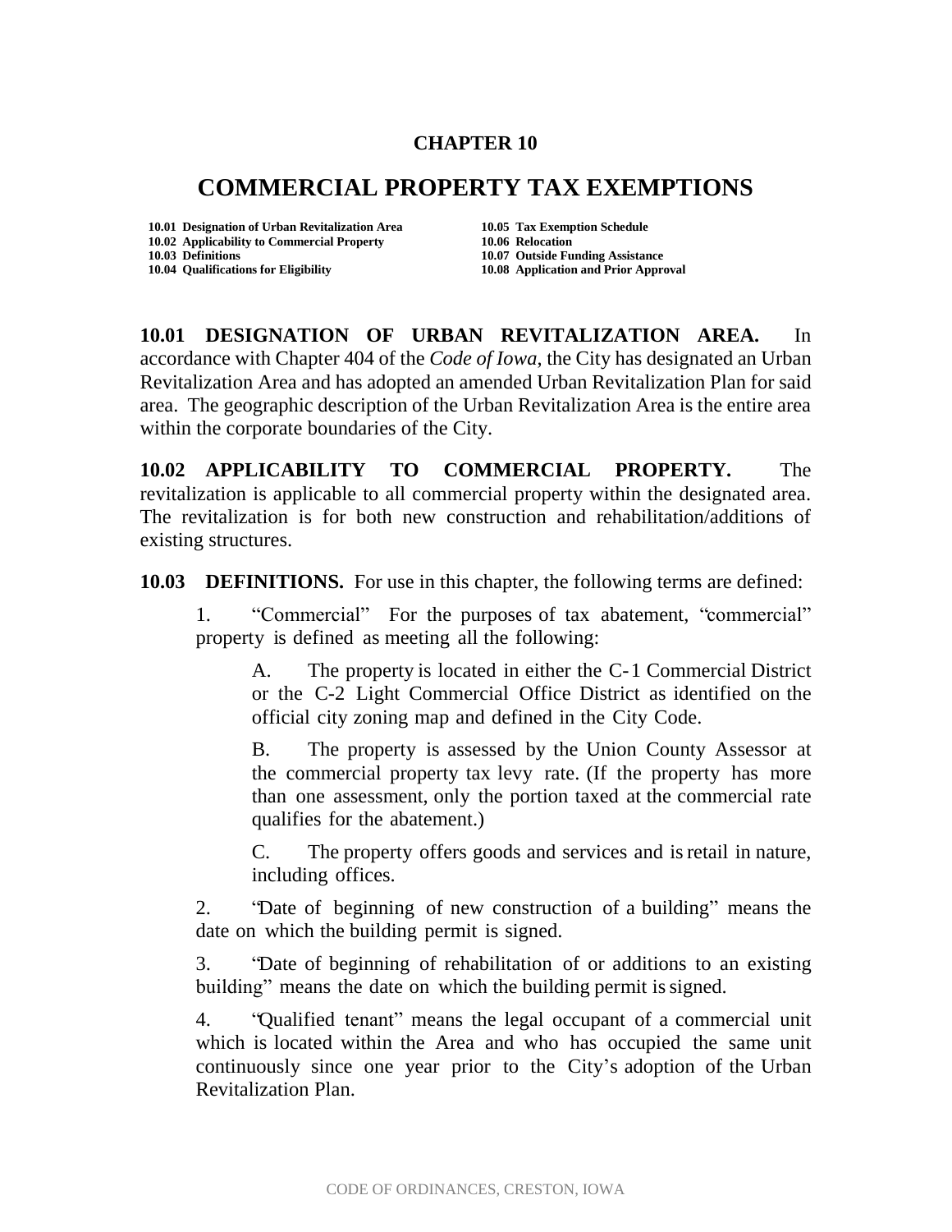# CHAPTER 10

# COMMERCIAL PROPERTY TAX EXEMPTIONS

**10.01 Designation of Urban Revitalization Area**
**10.02 Applicability to Commercial Property**
**10.03 Definitions**
**10.04 Qualifications for Eligibility**
**10.05 Tax Exemption Schedule**
**10.06 Relocation**
**10.07 Outside Funding Assistance**
**10.08 Application and Prior Approval**

**10.01 DESIGNATION OF URBAN REVITALIZATION AREA.** In accordance with Chapter 404 of the *Code of Iowa*, the City has designated an Urban Revitalization Area and has adopted an amended Urban Revitalization Plan for said area. The geographic description of the Urban Revitalization Area is the entire area within the corporate boundaries of the City.

**10.02 APPLICABILITY TO COMMERCIAL PROPERTY.** The revitalization is applicable to all commercial property within the designated area. The revitalization is for both new construction and rehabilitation/additions of existing structures.

**10.03 DEFINITIONS.** For use in this chapter, the following terms are defined:

1. "Commercial" For the purposes of tax abatement, "commercial" property is defined as meeting all the following:

   A. The property is located in either the C-1 Commercial District or the C-2 Light Commercial Office District as identified on the official city zoning map and defined in the City Code.

   B. The property is assessed by the Union County Assessor at the commercial property tax levy rate. (If the property has more than one assessment, only the portion taxed at the commercial rate qualifies for the abatement.)

   C. The property offers goods and services and is retail in nature, including offices.

2. "Date of beginning of new construction of a building" means the date on which the building permit is signed.

3. "Date of beginning of rehabilitation of or additions to an existing building" means the date on which the building permit is signed.

4. "Qualified tenant" means the legal occupant of a commercial unit which is located within the Area and who has occupied the same unit continuously since one year prior to the City's adoption of the Urban Revitalization Plan.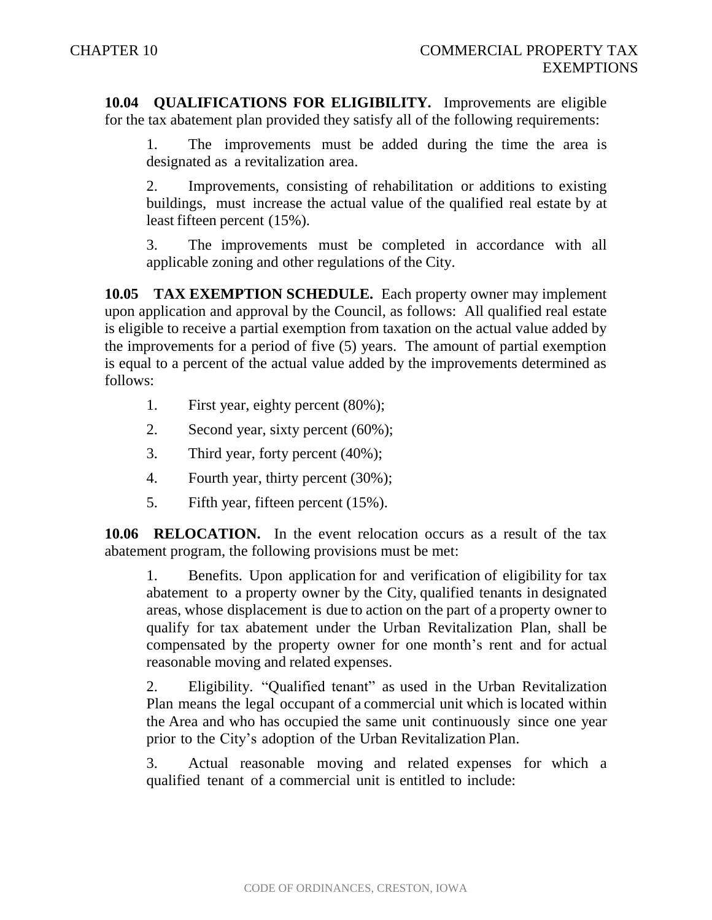**10.04 QUALIFICATIONS FOR ELIGIBILITY.** Improvements are eligible for the tax abatement plan provided they satisfy all of the following requirements:

1. The improvements must be added during the time the area is designated as a revitalization area.

2. Improvements, consisting of rehabilitation or additions to existing buildings, must increase the actual value of the qualified real estate by at least fifteen percent (15%).

3. The improvements must be completed in accordance with all applicable zoning and other regulations of the City.

**10.05 TAX EXEMPTION SCHEDULE.** Each property owner may implement upon application and approval by the Council, as follows: All qualified real estate is eligible to receive a partial exemption from taxation on the actual value added by the improvements for a period of five (5) years. The amount of partial exemption is equal to a percent of the actual value added by the improvements determined as follows:

1. First year, eighty percent (80%);
2. Second year, sixty percent (60%);
3. Third year, forty percent (40%);
4. Fourth year, thirty percent (30%);
5. Fifth year, fifteen percent (15%).

**10.06 RELOCATION.** In the event relocation occurs as a result of the tax abatement program, the following provisions must be met:

1. Benefits. Upon application for and verification of eligibility for tax abatement to a property owner by the City, qualified tenants in designated areas, whose displacement is due to action on the part of a property owner to qualify for tax abatement under the Urban Revitalization Plan, shall be compensated by the property owner for one month's rent and for actual reasonable moving and related expenses.

2. Eligibility. "Qualified tenant" as used in the Urban Revitalization Plan means the legal occupant of a commercial unit which is located within the Area and who has occupied the same unit continuously since one year prior to the City's adoption of the Urban Revitalization Plan.

3. Actual reasonable moving and related expenses for which a qualified tenant of a commercial unit is entitled to include: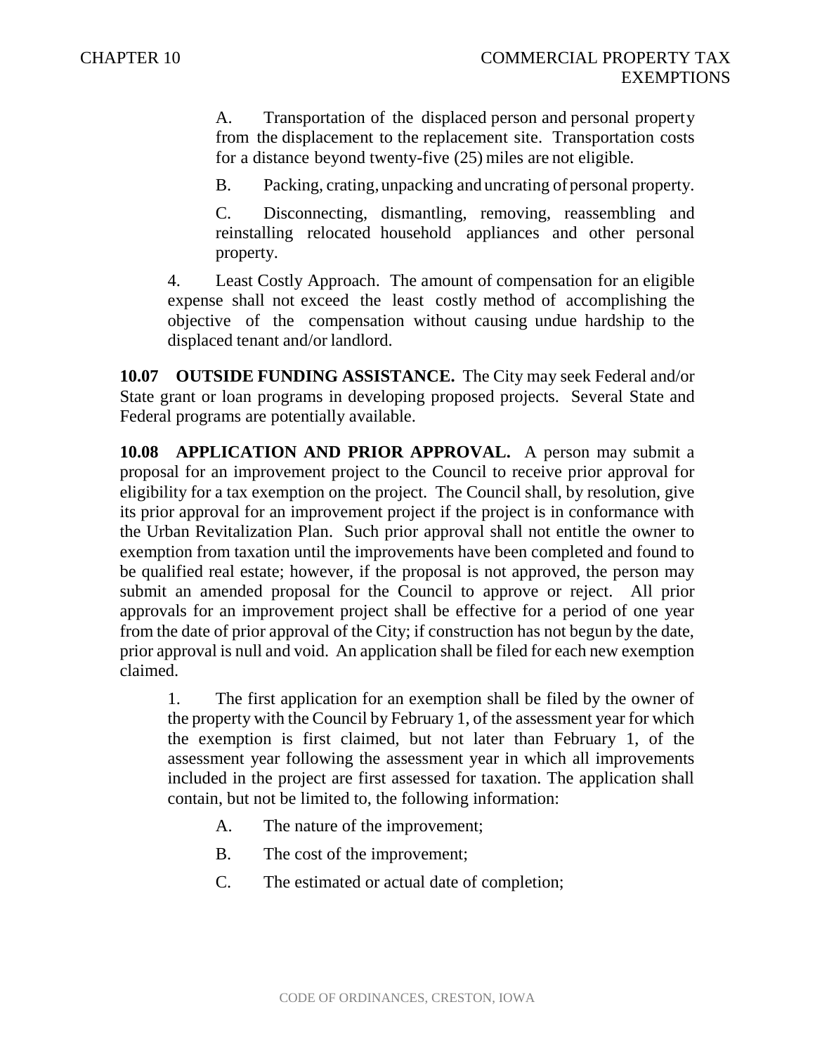A. Transportation of the displaced person and personal property from the displacement to the replacement site. Transportation costs for a distance beyond twenty-five (25) miles are not eligible.

B. Packing, crating, unpacking and uncrating of personal property.

C. Disconnecting, dismantling, removing, reassembling and reinstalling relocated household appliances and other personal property.

4. Least Costly Approach. The amount of compensation for an eligible expense shall not exceed the least costly method of accomplishing the objective of the compensation without causing undue hardship to the displaced tenant and/or landlord.

**10.07 OUTSIDE FUNDING ASSISTANCE.** The City may seek Federal and/or State grant or loan programs in developing proposed projects. Several State and Federal programs are potentially available.

**10.08 APPLICATION AND PRIOR APPROVAL.** A person may submit a proposal for an improvement project to the Council to receive prior approval for eligibility for a tax exemption on the project. The Council shall, by resolution, give its prior approval for an improvement project if the project is in conformance with the Urban Revitalization Plan. Such prior approval shall not entitle the owner to exemption from taxation until the improvements have been completed and found to be qualified real estate; however, if the proposal is not approved, the person may submit an amended proposal for the Council to approve or reject. All prior approvals for an improvement project shall be effective for a period of one year from the date of prior approval of the City; if construction has not begun by the date, prior approval is null and void. An application shall be filed for each new exemption claimed.

1. The first application for an exemption shall be filed by the owner of the property with the Council by February 1, of the assessment year for which the exemption is first claimed, but not later than February 1, of the assessment year following the assessment year in which all improvements included in the project are first assessed for taxation. The application shall contain, but not be limited to, the following information:

A. The nature of the improvement;

B. The cost of the improvement;

C. The estimated or actual date of completion;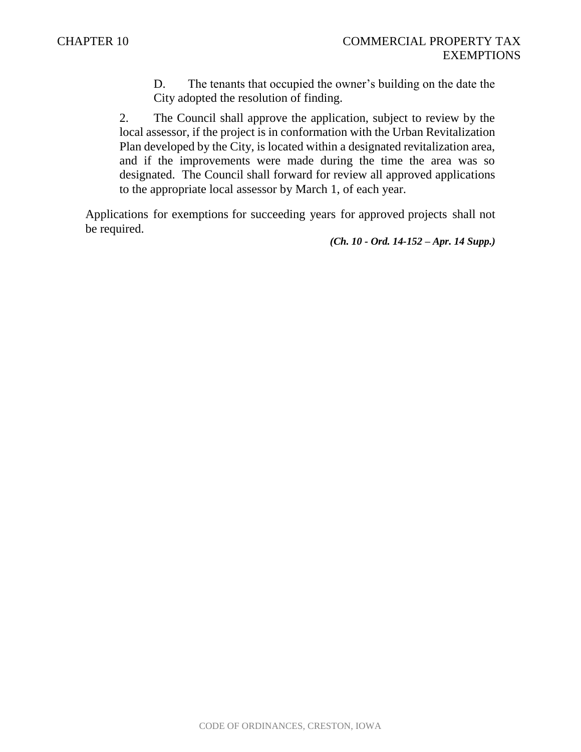D. The tenants that occupied the owner's building on the date the City adopted the resolution of finding.

2. The Council shall approve the application, subject to review by the local assessor, if the project is in conformation with the Urban Revitalization Plan developed by the City, is located within a designated revitalization area, and if the improvements were made during the time the area was so designated. The Council shall forward for review all approved applications to the appropriate local assessor by March 1, of each year.

Applications for exemptions for succeeding years for approved projects shall not be required.

***(Ch. 10 - Ord. 14-152 – Apr. 14 Supp.)***